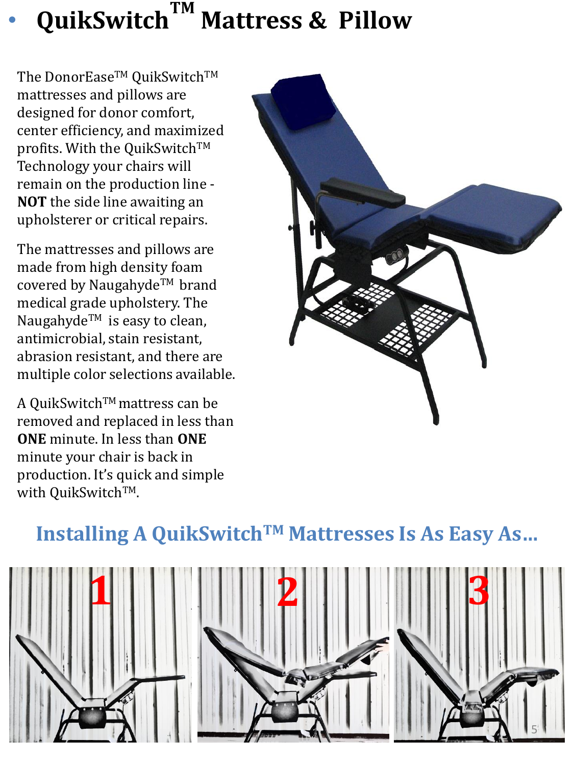# QuikSwitch™ Mattress & Pillow

The DonorEase™ QuikSwitch™ mattresses and pillows are designed for donor comfort, center efficiency, and maximized profits. With the QuikSwitch™ Technology your chairs will remain on the production line - **NOT** the side line awaiting an upholsterer or critical repairs.

The mattresses and pillows are made from high density foam covered by Naugahyde™ brand medical grade upholstery. The Naugahyde™ is easy to clean, antimicrobial, stain resistant, abrasion resistant, and there are multiple color selections available.

A QuikSwitch™ mattress can be removed and replaced in less than **ONE** minute. In less than **ONE** minute your chair is back in production. It's quick and simple with QuikSwitch™.

## Installing A QuikSwitch™ Mattresses Is As Easy As...

1

2

3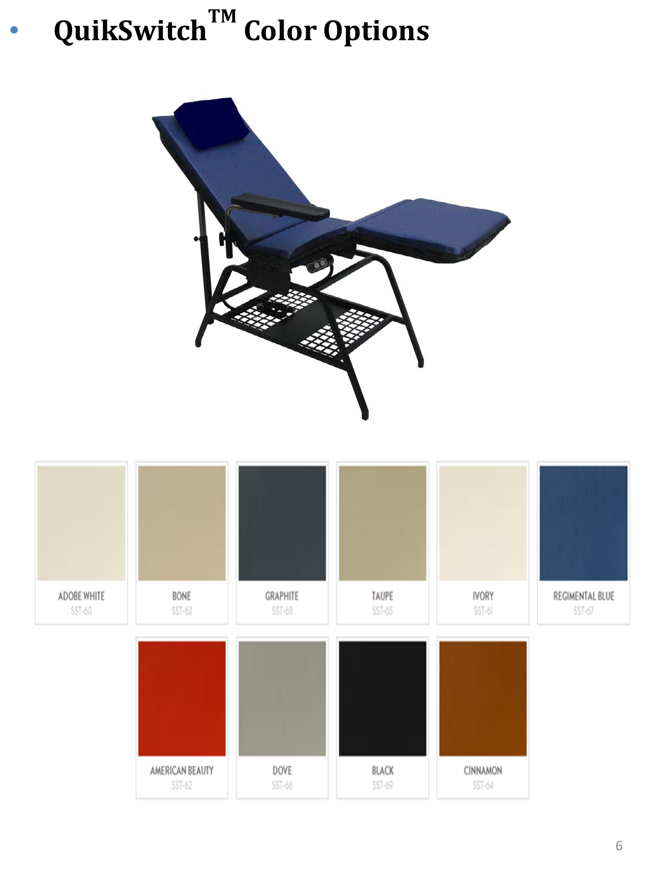- **QuikSwitch™ Color Options**

| ADOBE WHITE | BONE | GRAPHITE | TAUPE | IVORY | REGIMENTAL BLUE |
| --- | --- | --- | --- | --- | --- |
| SST-60 | SST-63 | SST-68 | SST-65 | SST-61 | SST-67 |

| AMERICAN BEAUTY | DOVE | BLACK | CINNAMON |
| --- | --- | --- | --- |
| SST-62 | SST-66 | SST-69 | SST-64 |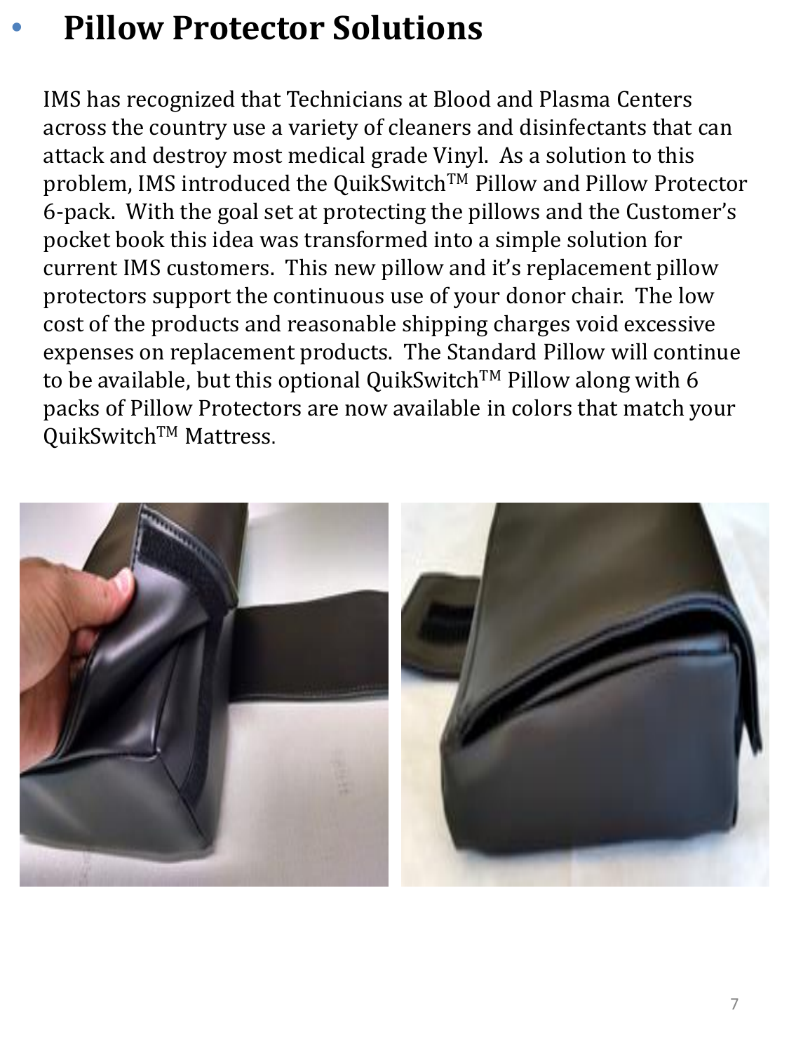# Pillow Protector Solutions

IMS has recognized that Technicians at Blood and Plasma Centers across the country use a variety of cleaners and disinfectants that can attack and destroy most medical grade Vinyl. As a solution to this problem, IMS introduced the QuikSwitch™ Pillow and Pillow Protector 6-pack. With the goal set at protecting the pillows and the Customer's pocket book this idea was transformed into a simple solution for current IMS customers. This new pillow and it's replacement pillow protectors support the continuous use of your donor chair. The low cost of the products and reasonable shipping charges void excessive expenses on replacement products. The Standard Pillow will continue to be available, but this optional QuikSwitch™ Pillow along with 6 packs of Pillow Protectors are now available in colors that match your QuikSwitch™ Mattress.